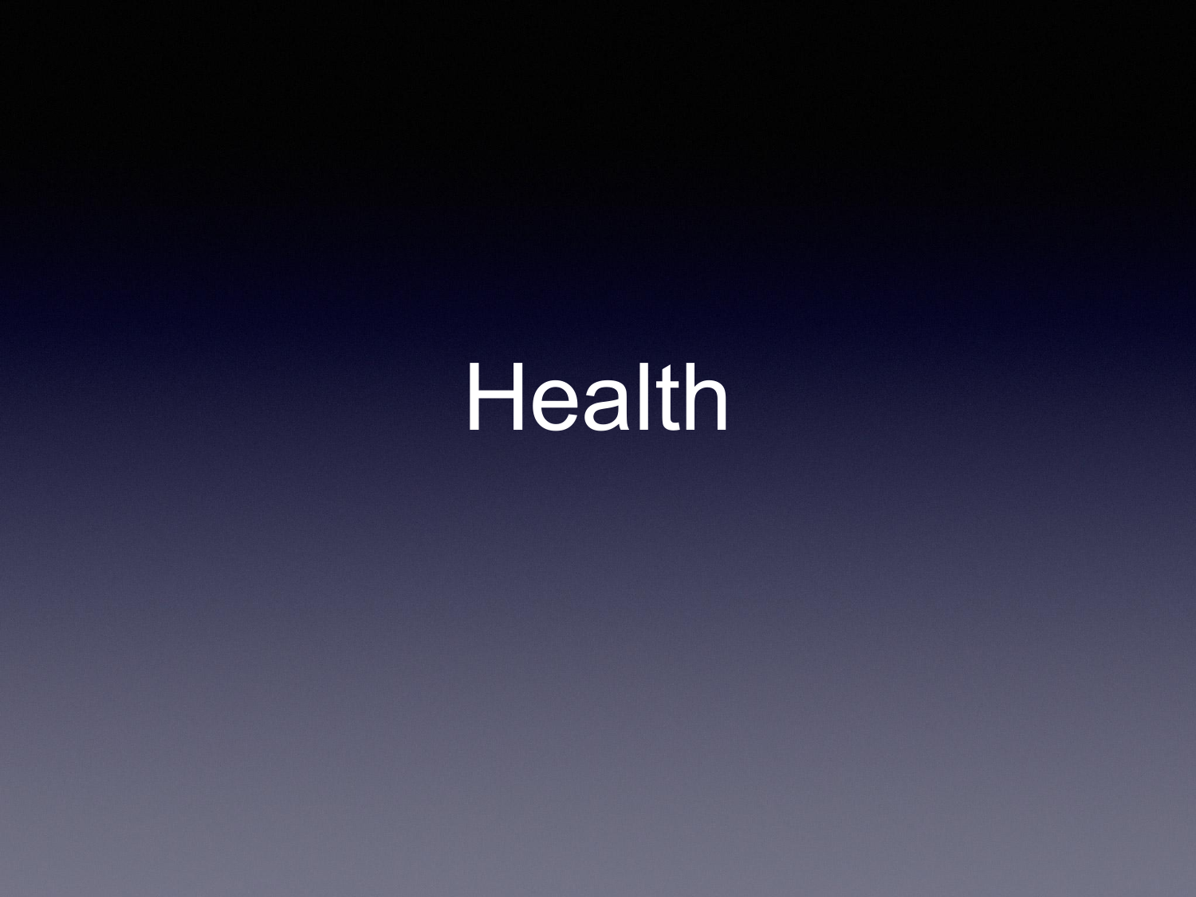# Health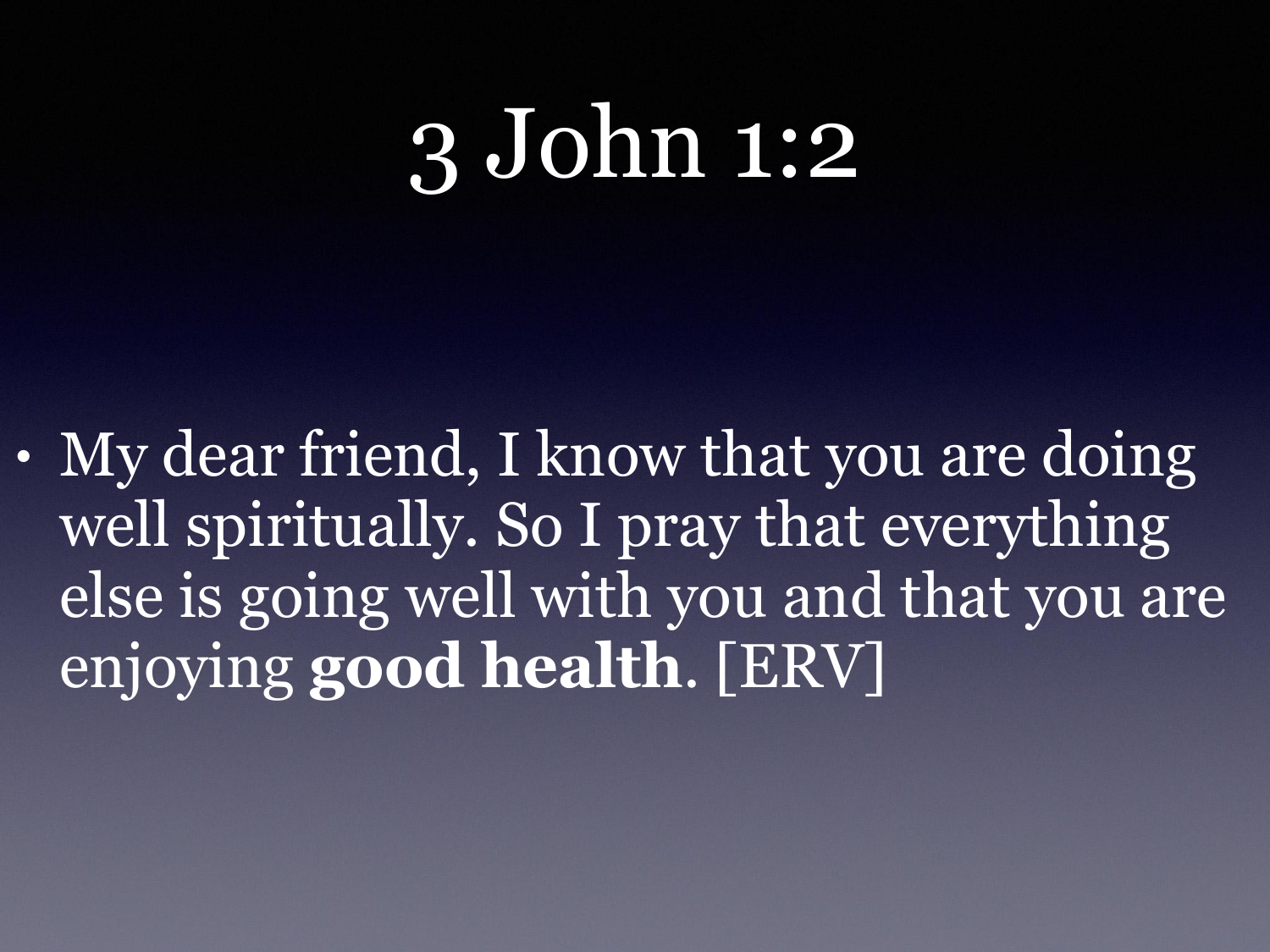# 3 John 1:2

- My dear friend, I know that you are doing well spiritually. So I pray that everything else is going well with you and that you are enjoying **good health**. [ERV]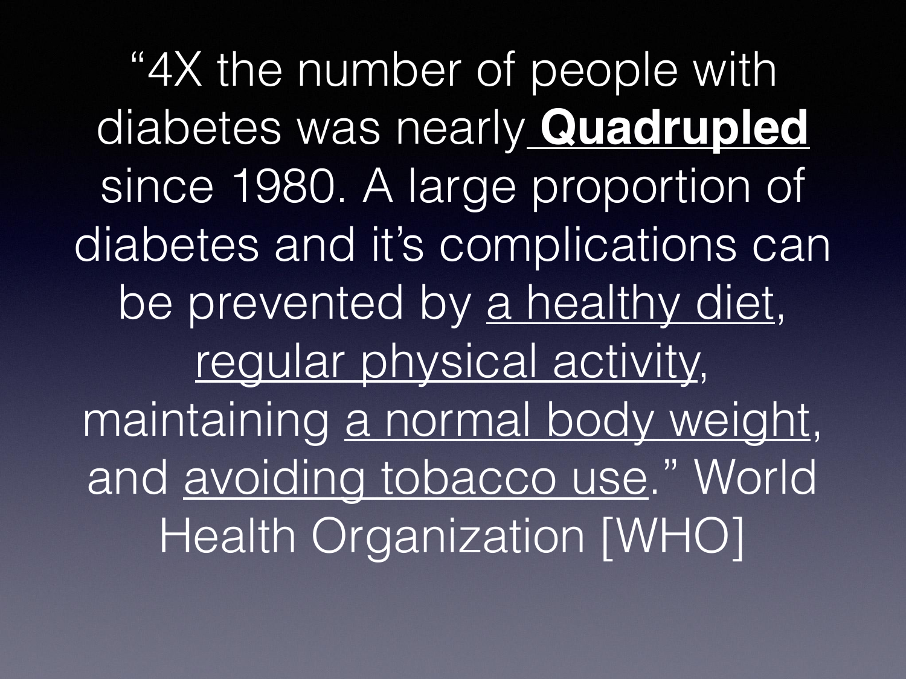"4X the number of people with diabetes was nearly **Quadrupled** since 1980. A large proportion of diabetes and it's complications can be prevented by a healthy diet, regular physical activity, maintaining a normal body weight, and avoiding tobacco use." World Health Organization [WHO]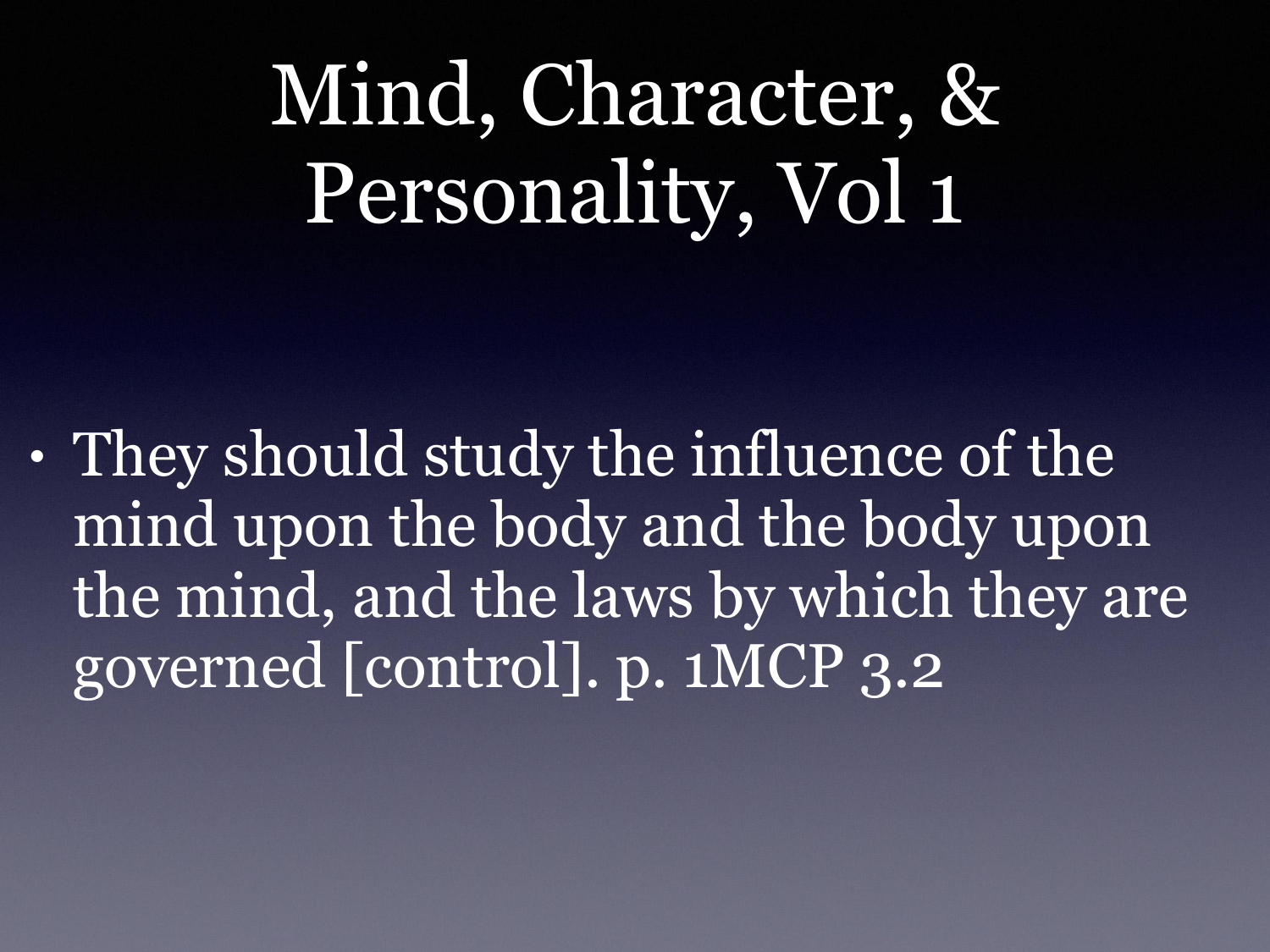# Mind, Character, & Personality, Vol 1

- They should study the influence of the mind upon the body and the body upon the mind, and the laws by which they are governed [control]. p. 1MCP 3.2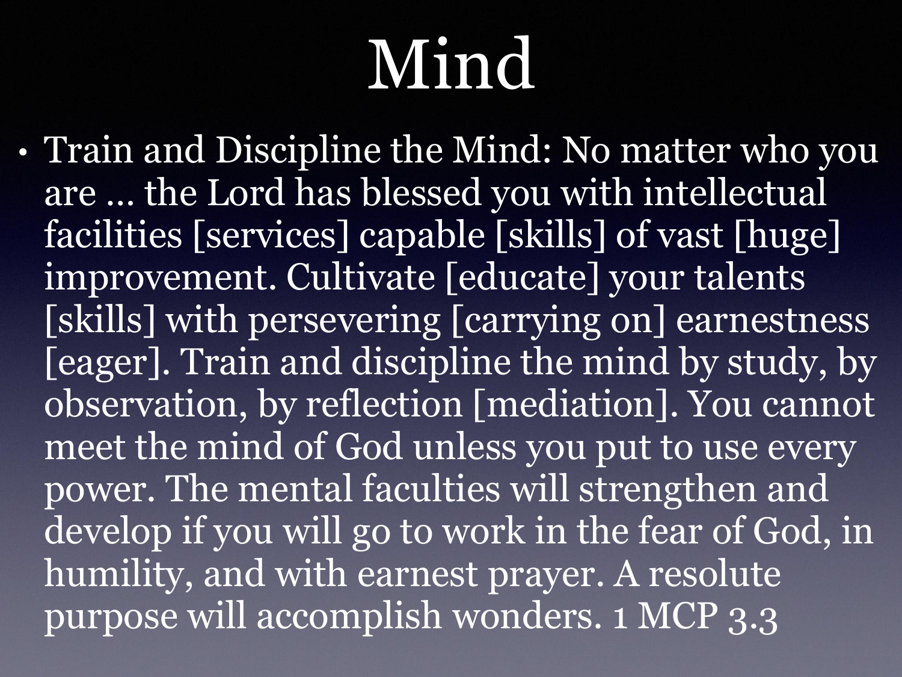# Mind

- Train and Discipline the Mind: No matter who you are ... the Lord has blessed you with intellectual facilities [services] capable [skills] of vast [huge] improvement. Cultivate [educate] your talents [skills] with persevering [carrying on] earnestness [eager]. Train and discipline the mind by study, by observation, by reflection [mediation]. You cannot meet the mind of God unless you put to use every power. The mental faculties will strengthen and develop if you will go to work in the fear of God, in humility, and with earnest prayer. A resolute purpose will accomplish wonders. 1 MCP 3.3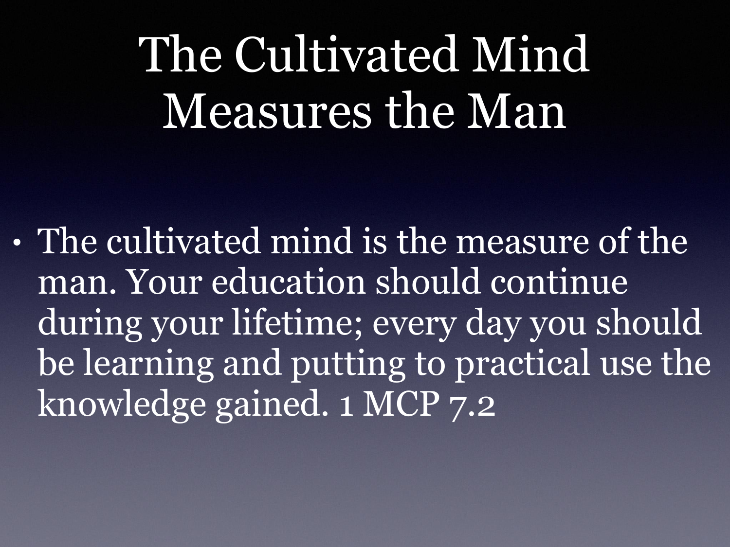# The Cultivated Mind Measures the Man

- The cultivated mind is the measure of the man. Your education should continue during your lifetime; every day you should be learning and putting to practical use the knowledge gained. 1 MCP 7.2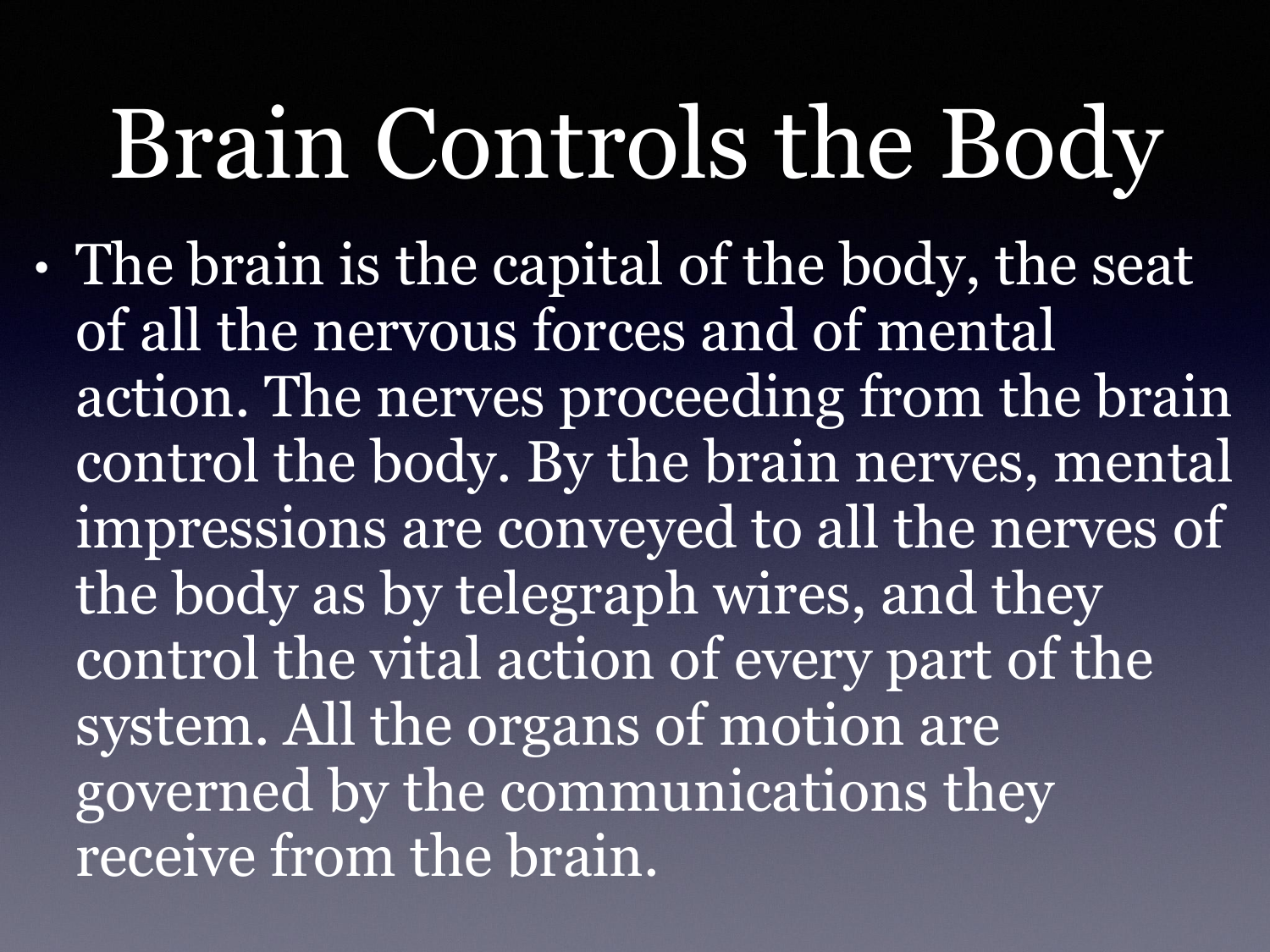# Brain Controls the Body

- The brain is the capital of the body, the seat of all the nervous forces and of mental action. The nerves proceeding from the brain control the body. By the brain nerves, mental impressions are conveyed to all the nerves of the body as by telegraph wires, and they control the vital action of every part of the system. All the organs of motion are governed by the communications they receive from the brain.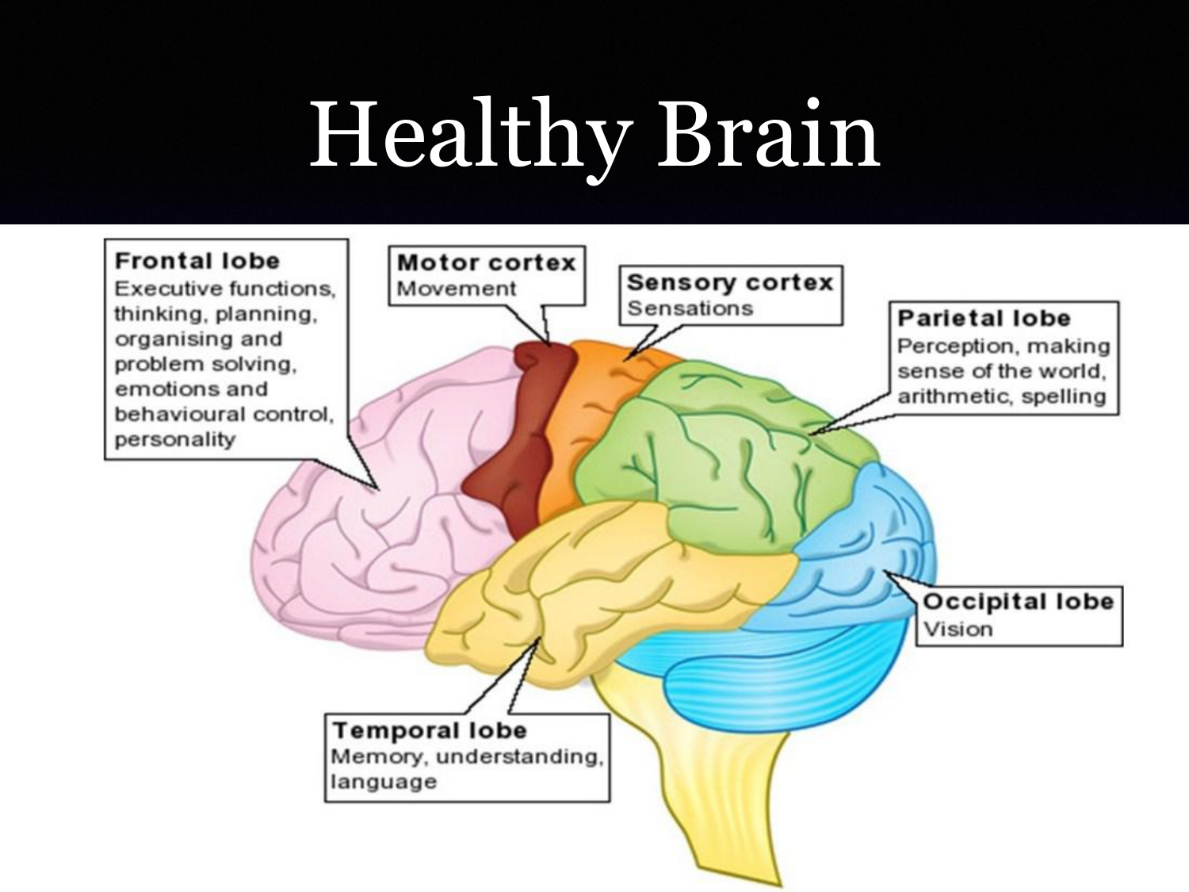# Healthy Brain

**Frontal lobe**
Executive functions, thinking, planning, organising and problem solving, emotions and behavioural control, personality

**Motor cortex**
Movement

**Sensory cortex**
Sensations

**Parietal lobe**
Perception, making sense of the world, arithmetic, spelling

**Occipital lobe**
Vision

**Temporal lobe**
Memory, understanding, language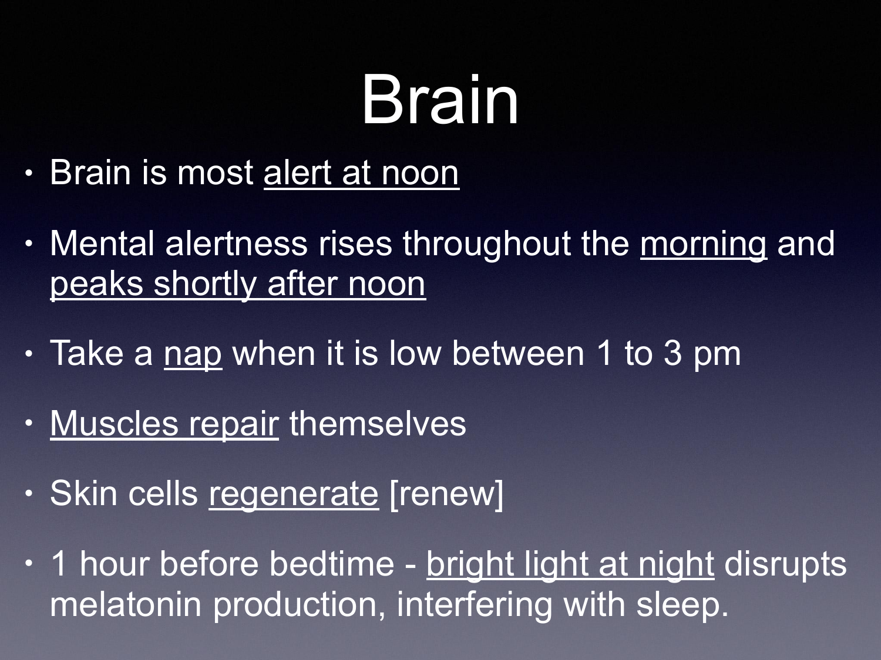# Brain

- Brain is most <u>alert at noon</u>
- Mental alertness rises throughout the <u>morning</u> and <u>peaks shortly after noon</u>
- Take a <u>nap</u> when it is low between 1 to 3 pm
- <u>Muscles repair</u> themselves
- Skin cells <u>regenerate</u> [renew]
- 1 hour before bedtime - <u>bright light at night</u> disrupts melatonin production, interfering with sleep.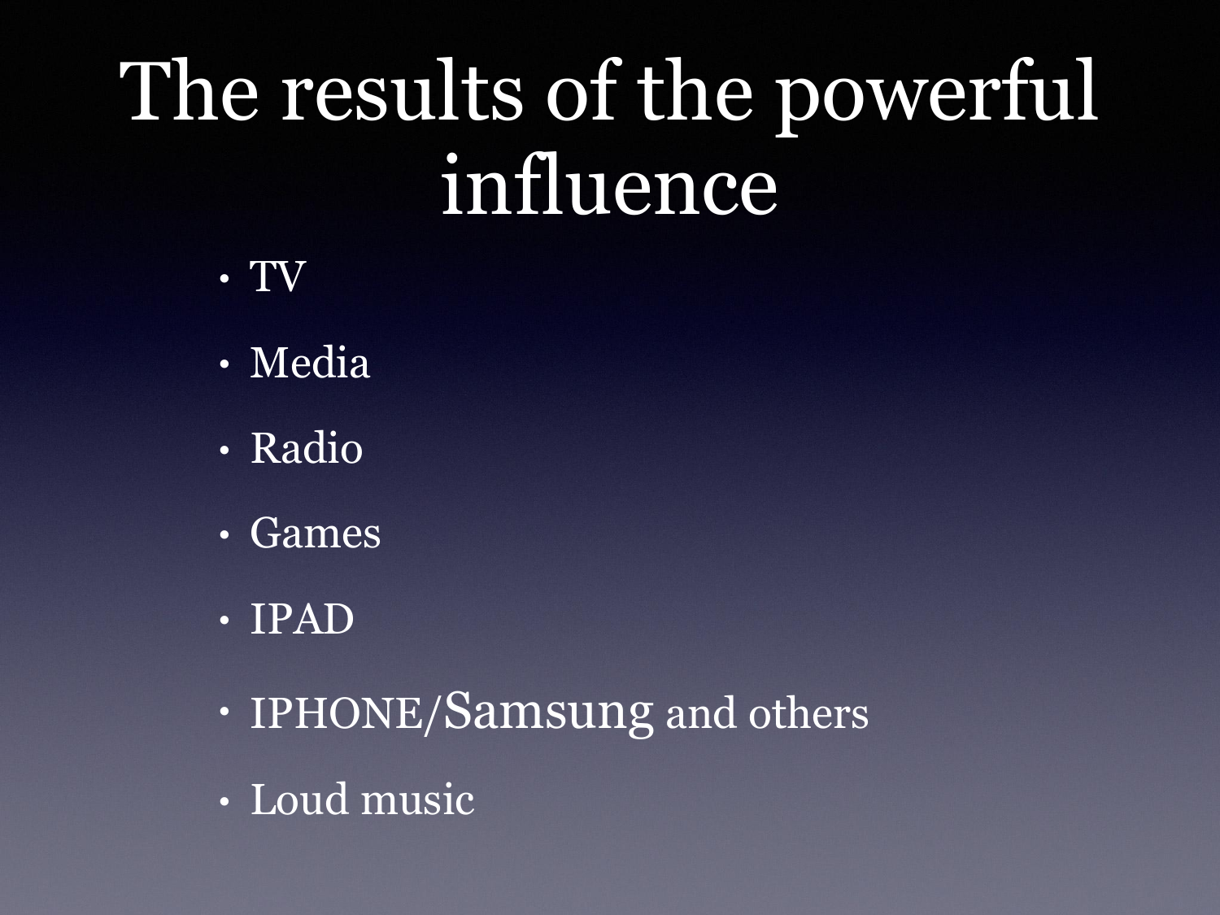# The results of the powerful influence

- TV
- Media
- Radio
- Games
- IPAD
- IPHONE/Samsung and others
- Loud music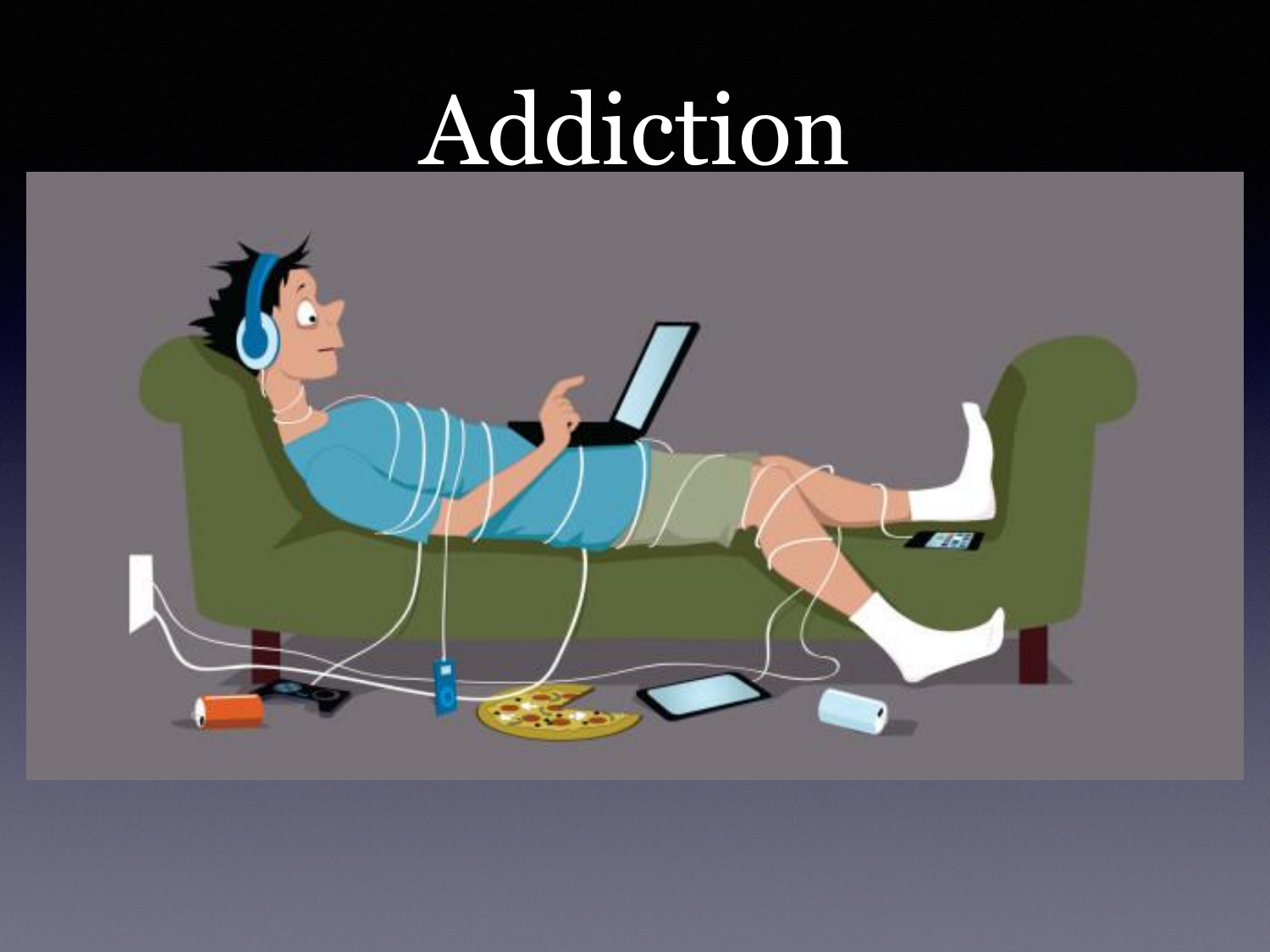# Addiction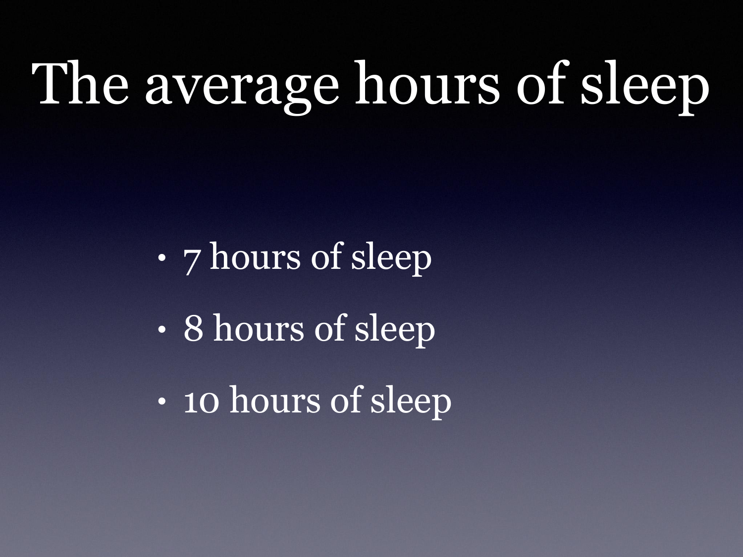# The average hours of sleep

- 7 hours of sleep
- 8 hours of sleep
- 10 hours of sleep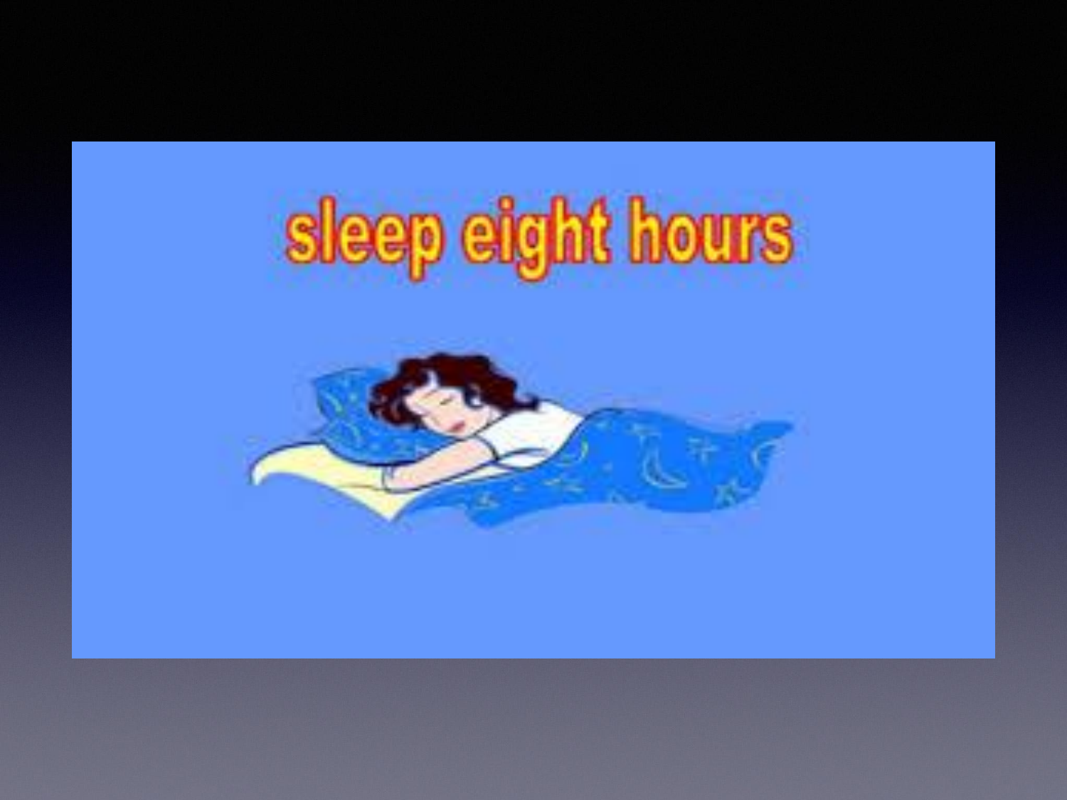sleep eight hours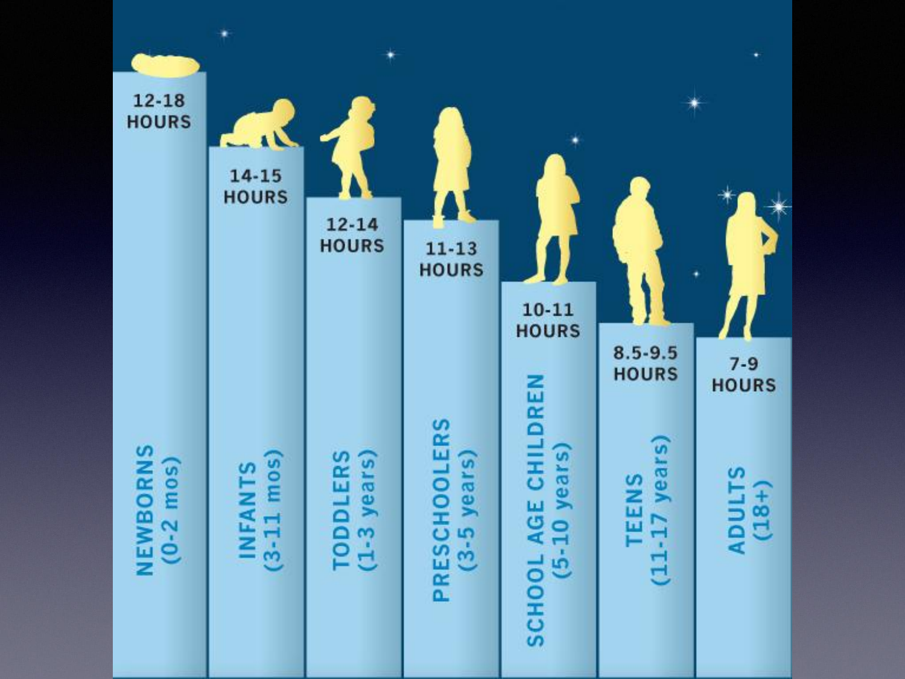| Age Group | Recommended Sleep |
| --- | --- |
| NEWBORNS (0-2 mos) | 12-18 HOURS |
| INFANTS (3-11 mos) | 14-15 HOURS |
| TODDLERS (1-3 years) | 12-14 HOURS |
| PRESCHOOLERS (3-5 years) | 11-13 HOURS |
| SCHOOL AGE CHILDREN (5-10 years) | 10-11 HOURS |
| TEENS (11-17 years) | 8.5-9.5 HOURS |
| ADULTS (18+) | 7-9 HOURS |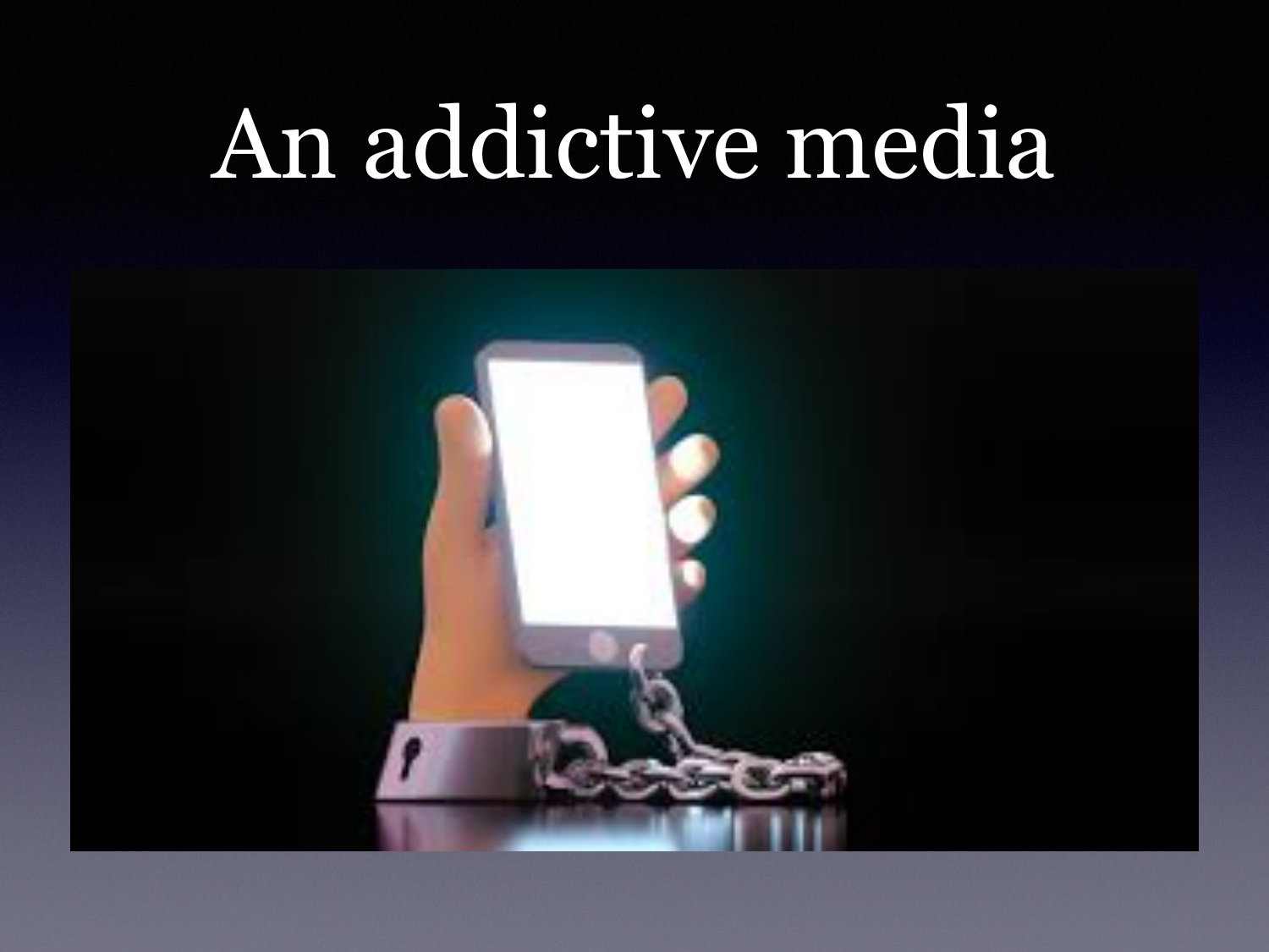# An addictive media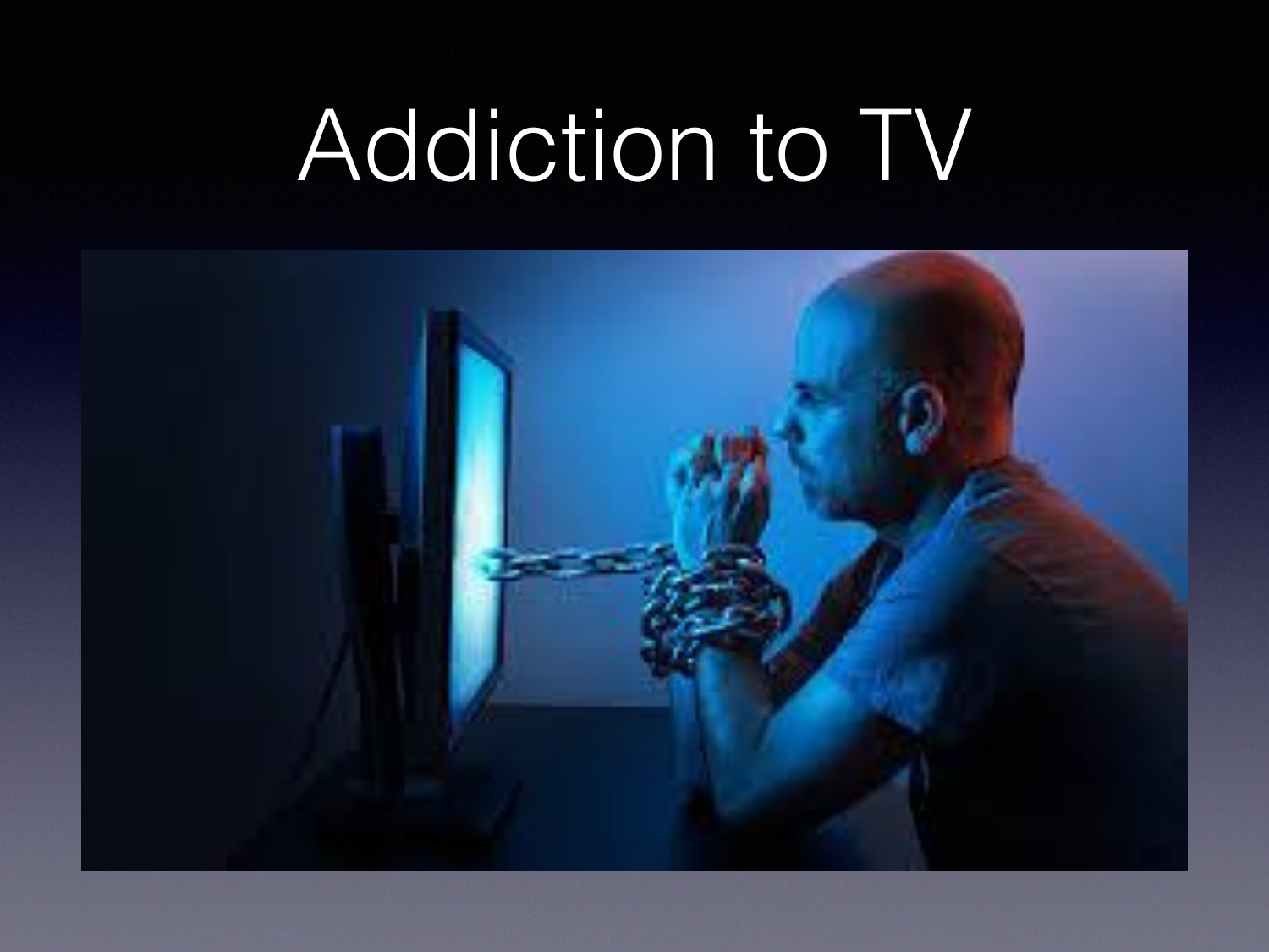# Addiction to TV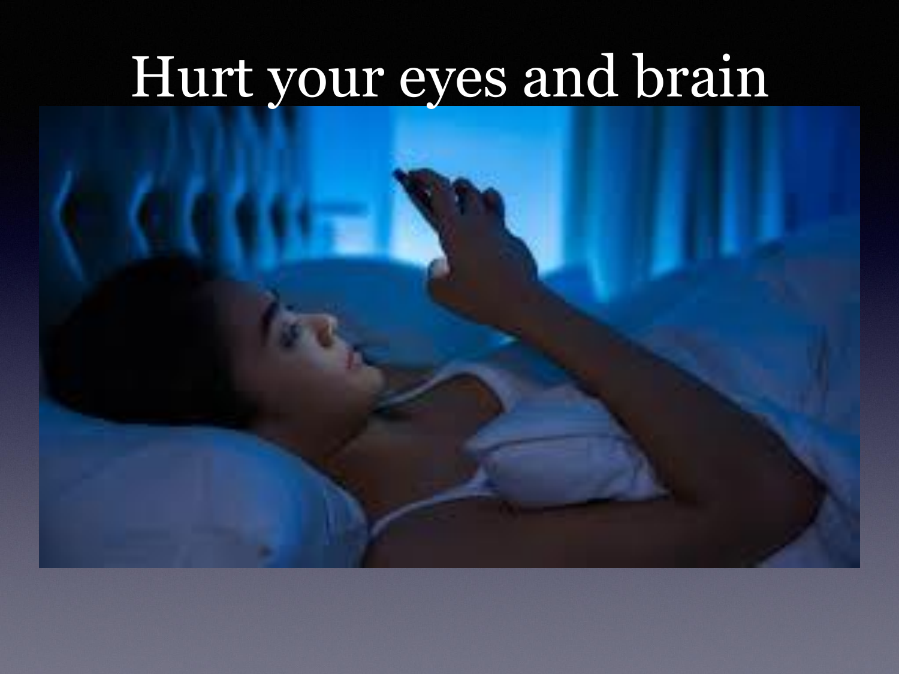# Hurt your eyes and brain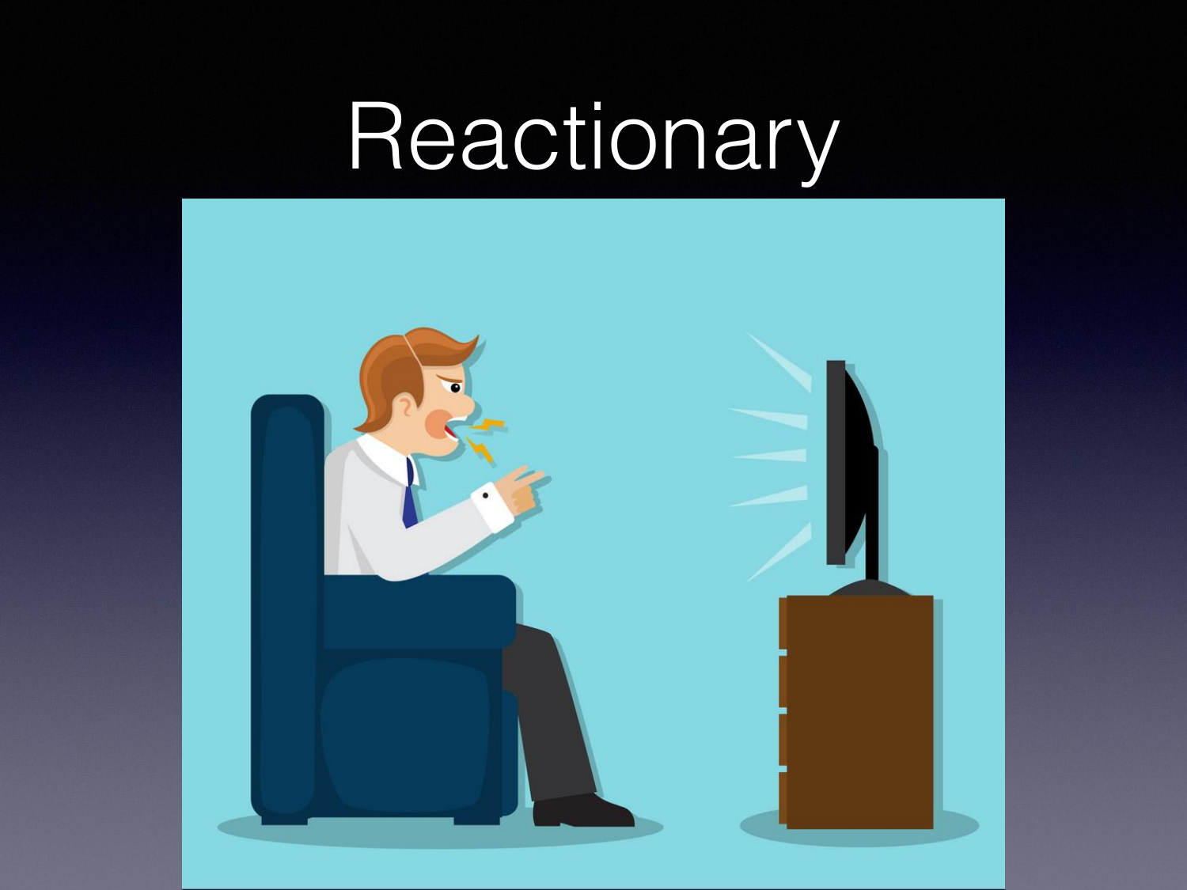# Reactionary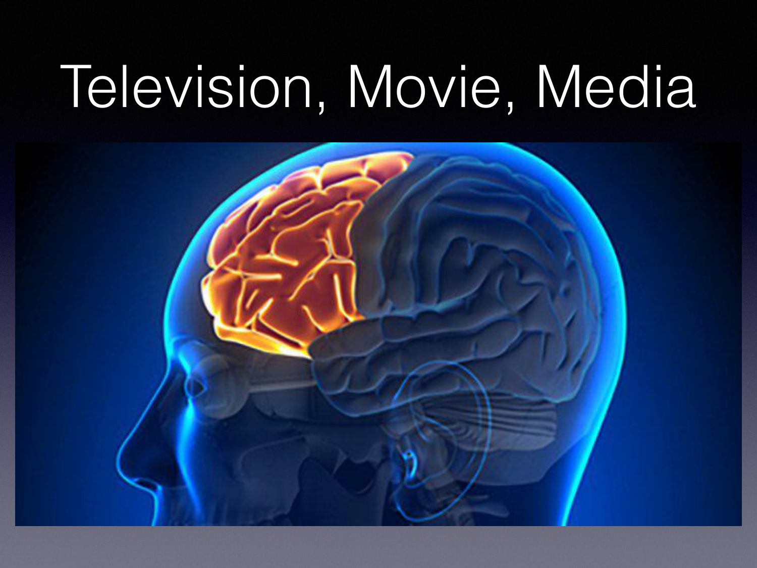# Television, Movie, Media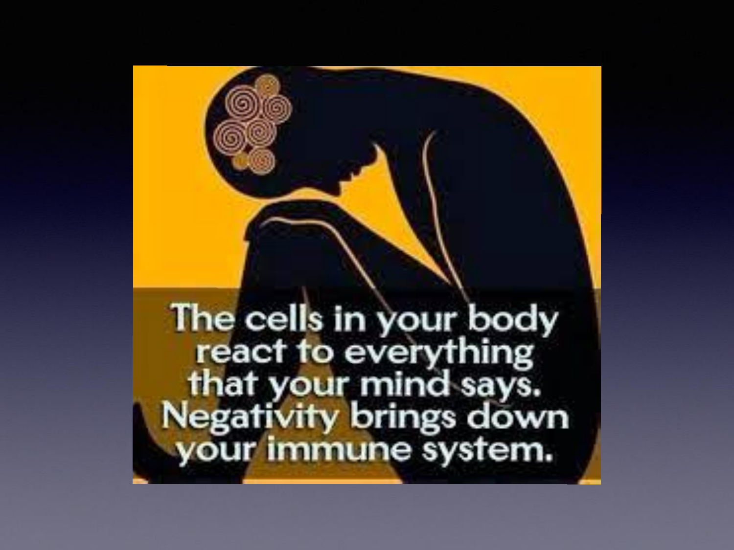The cells in your body react to everything that your mind says. Negativity brings down your immune system.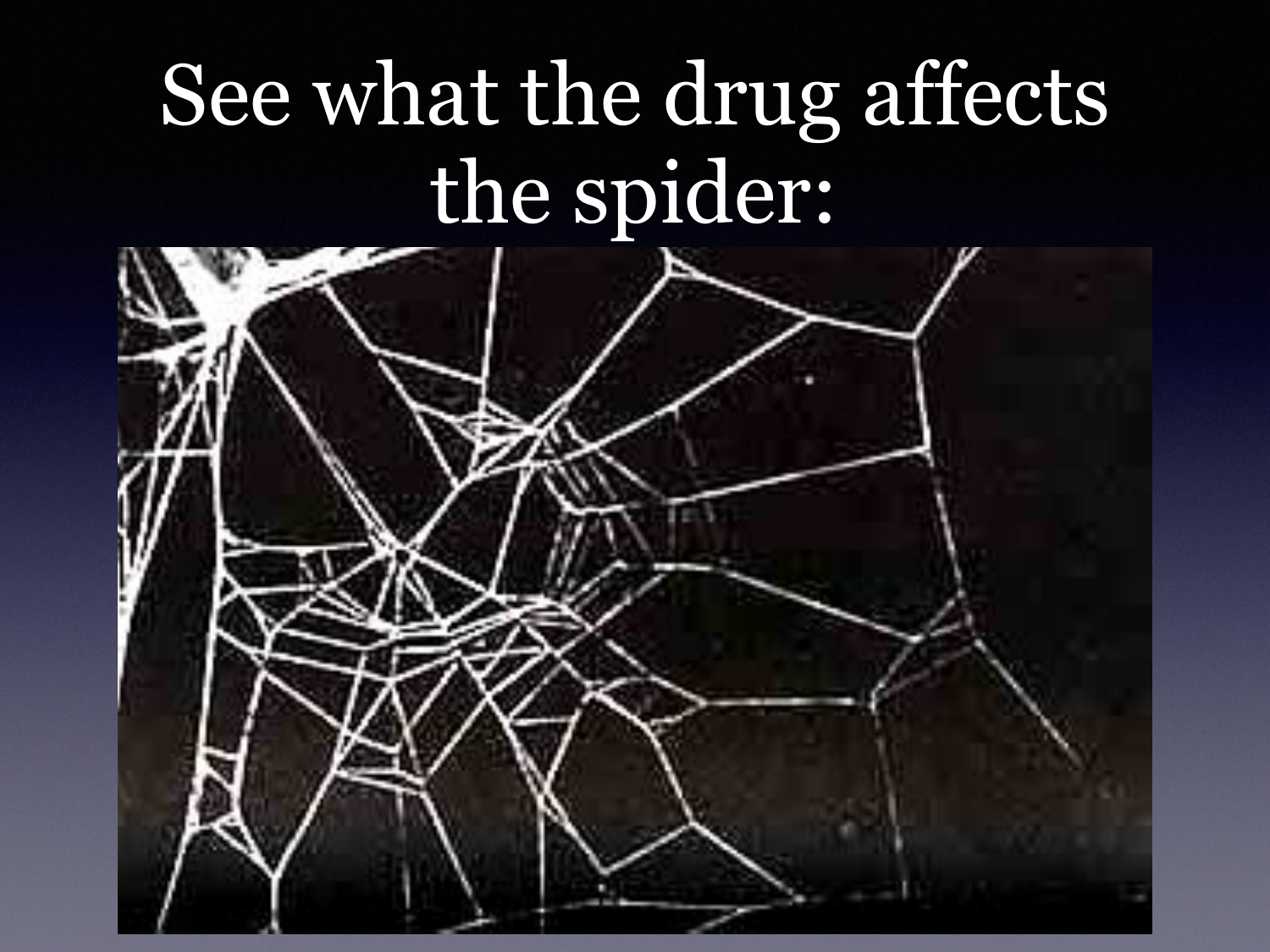# See what the drug affects the spider: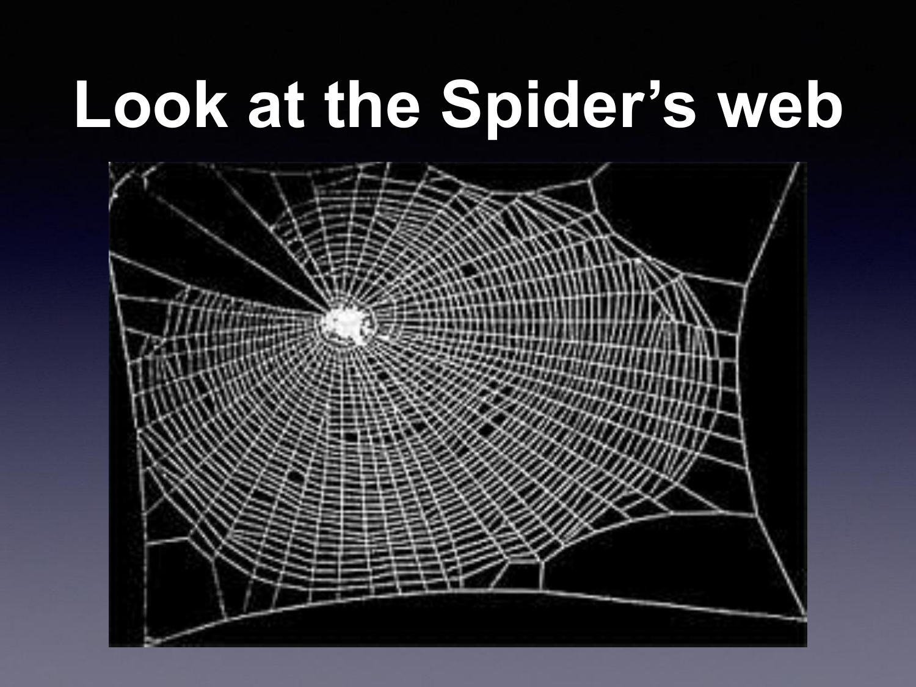# Look at the Spider's web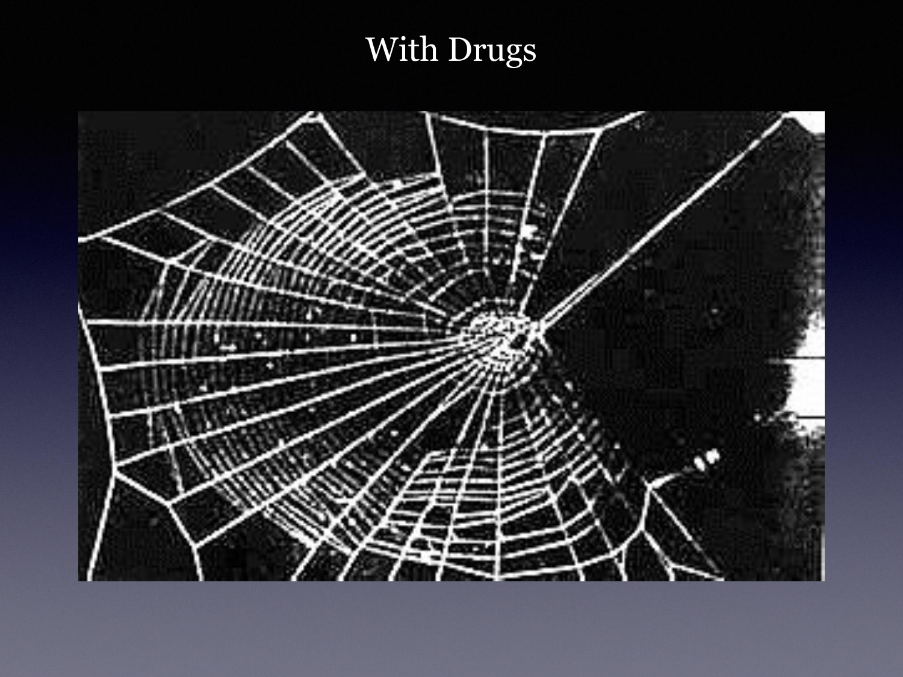# With Drugs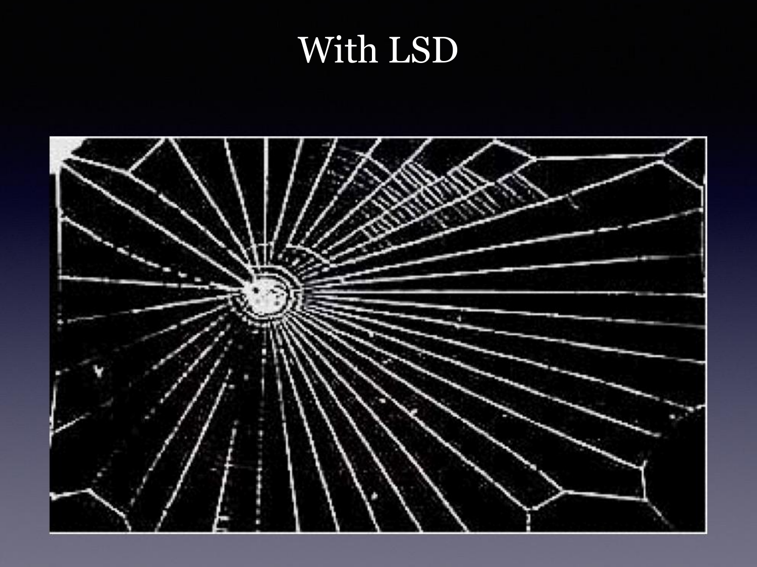# With LSD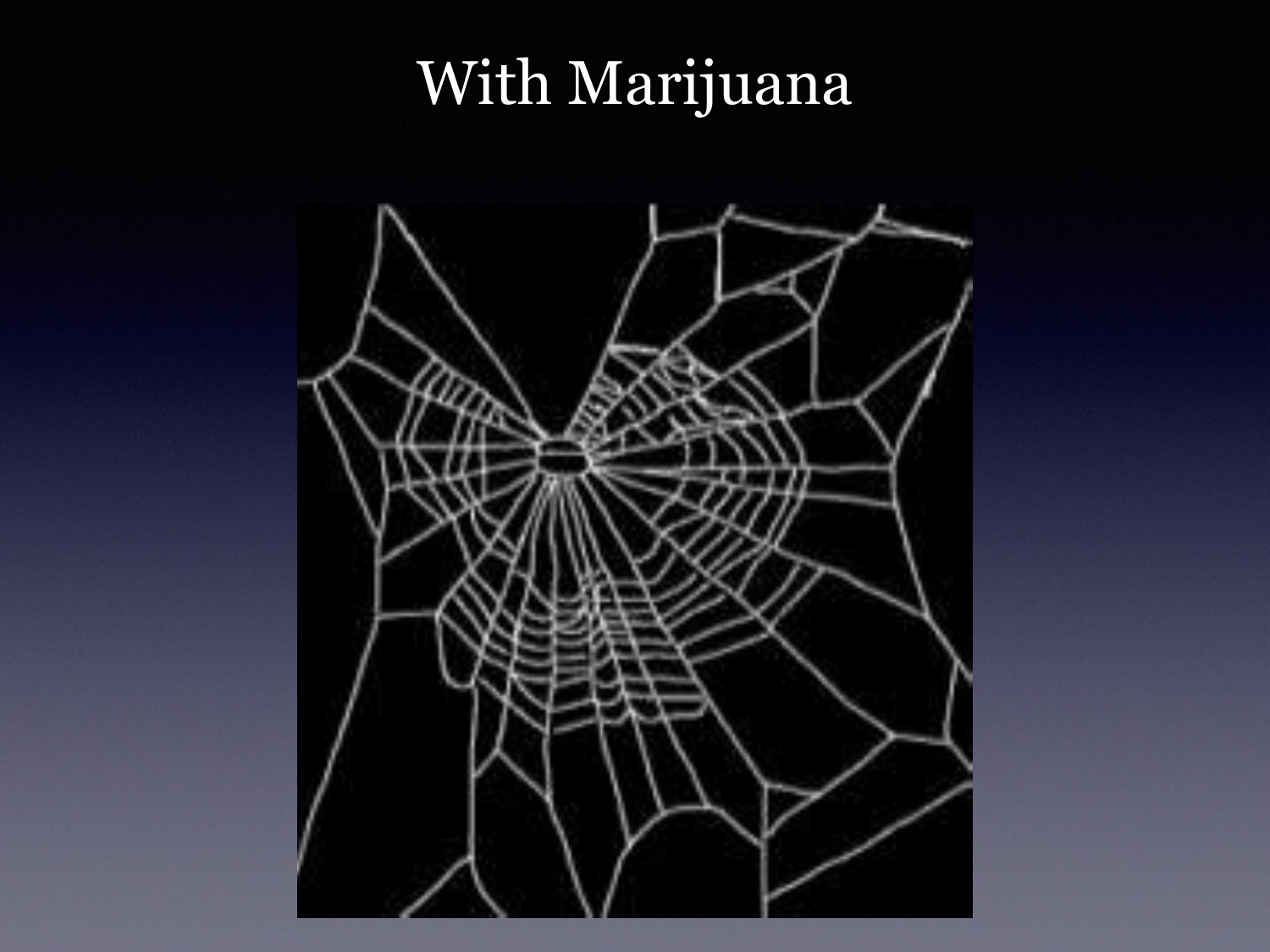# With Marijuana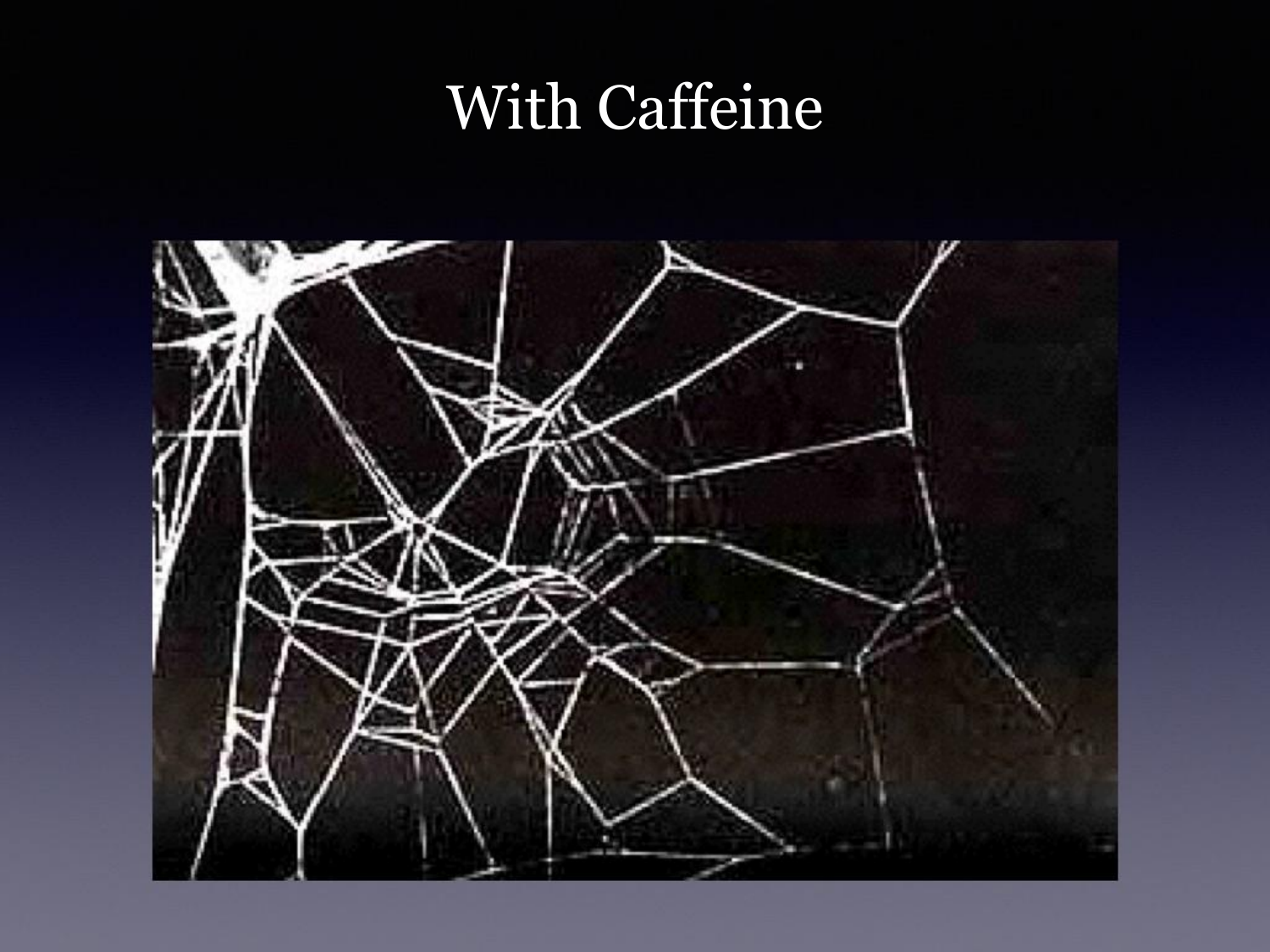# With Caffeine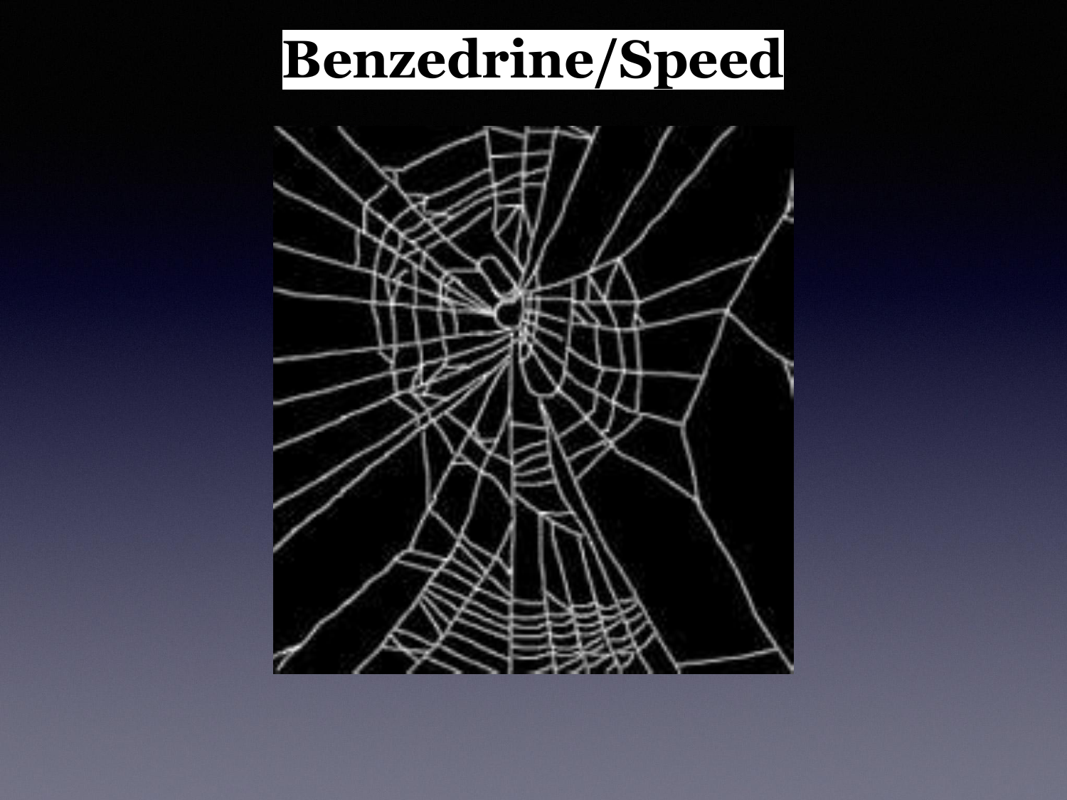# Benzedrine/Speed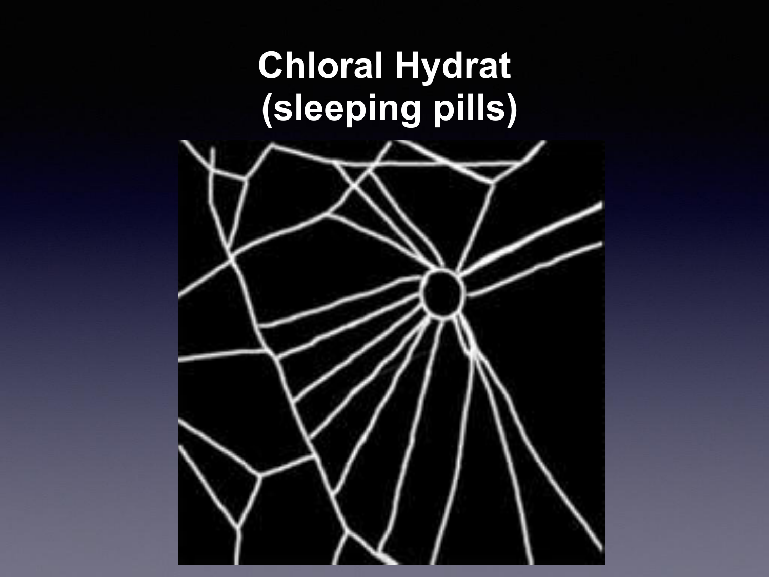# Chloral Hydrat
(sleeping pills)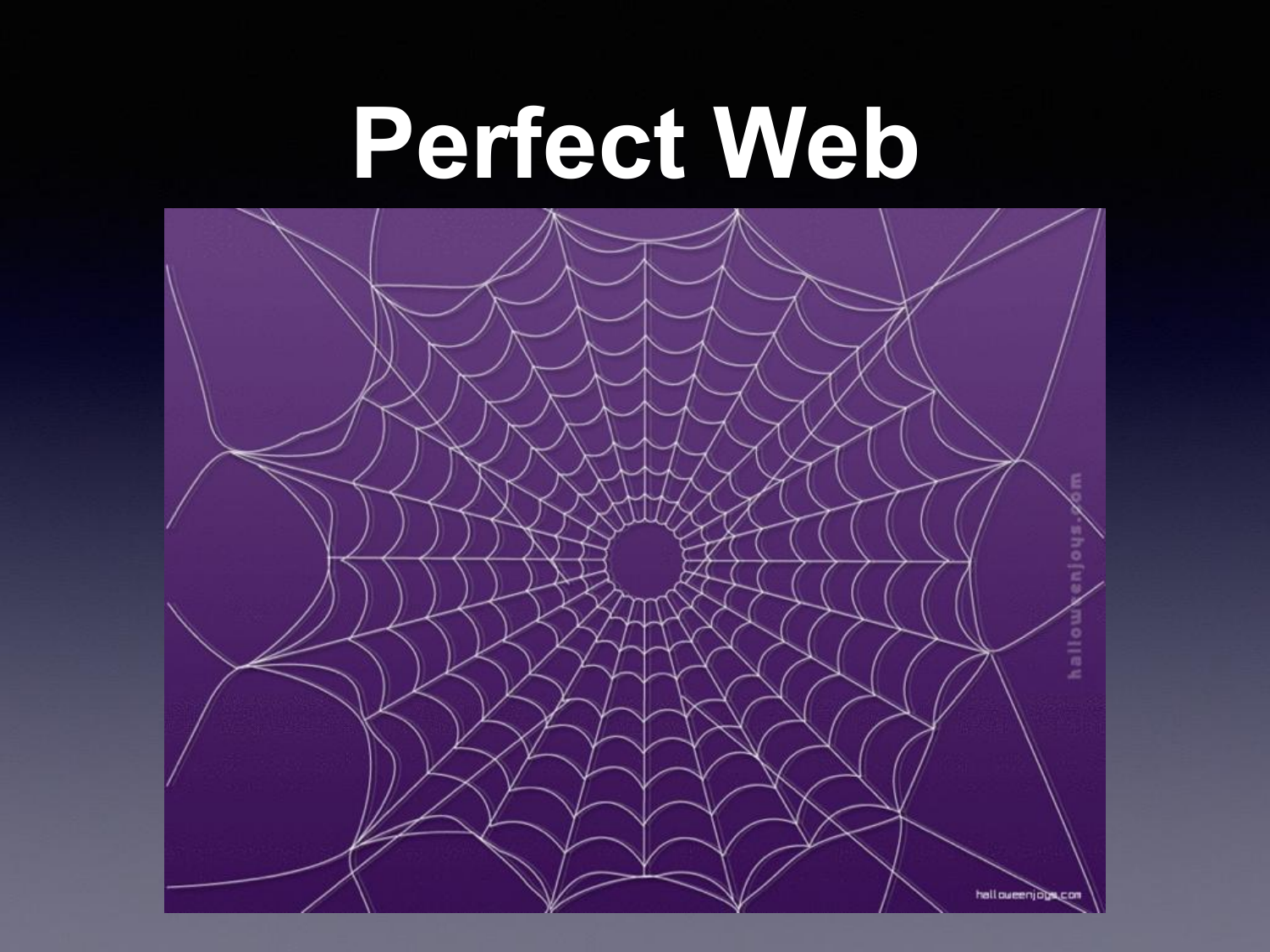# Perfect Web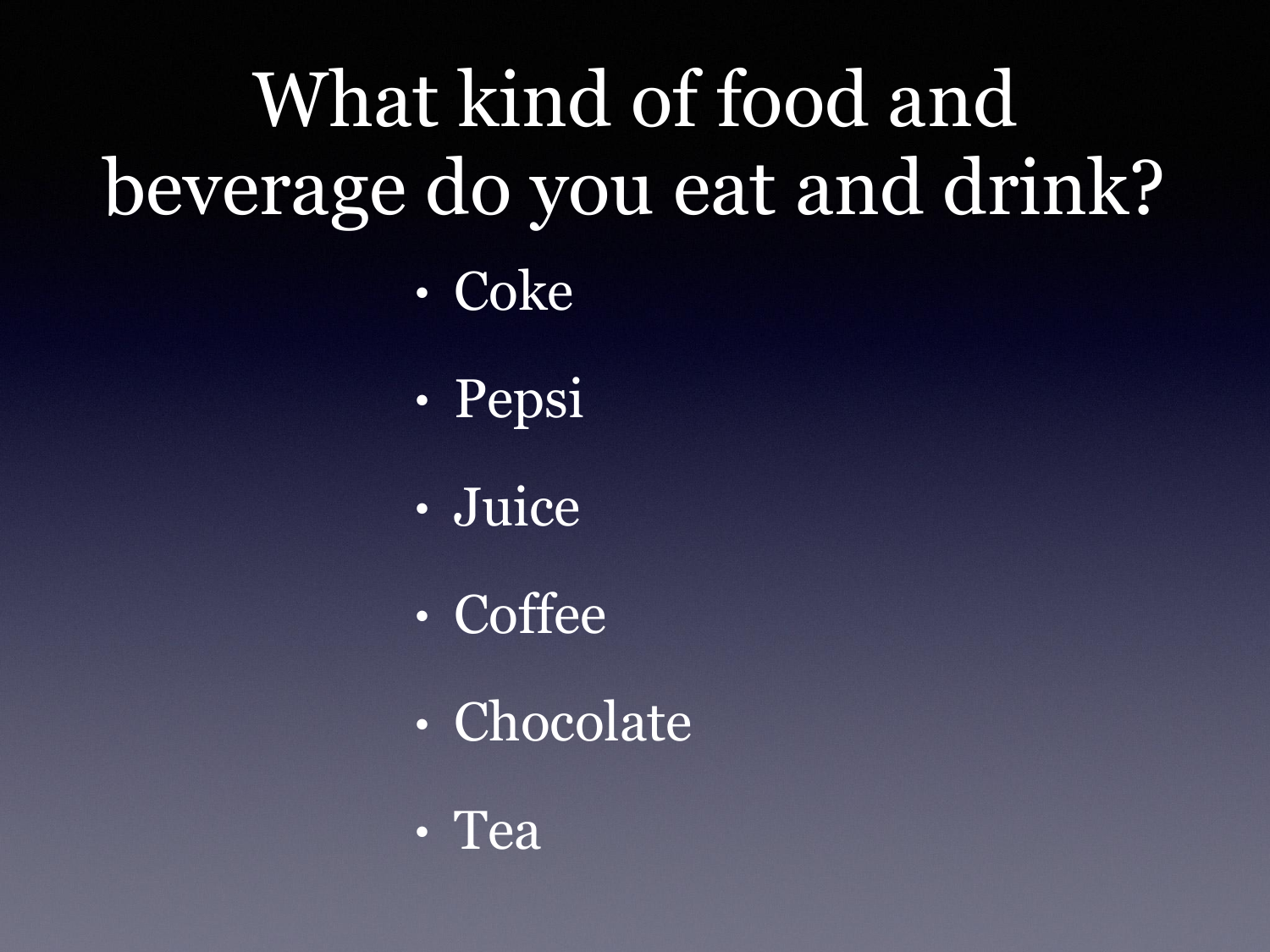# What kind of food and beverage do you eat and drink?

- Coke
- Pepsi
- Juice
- Coffee
- Chocolate
- Tea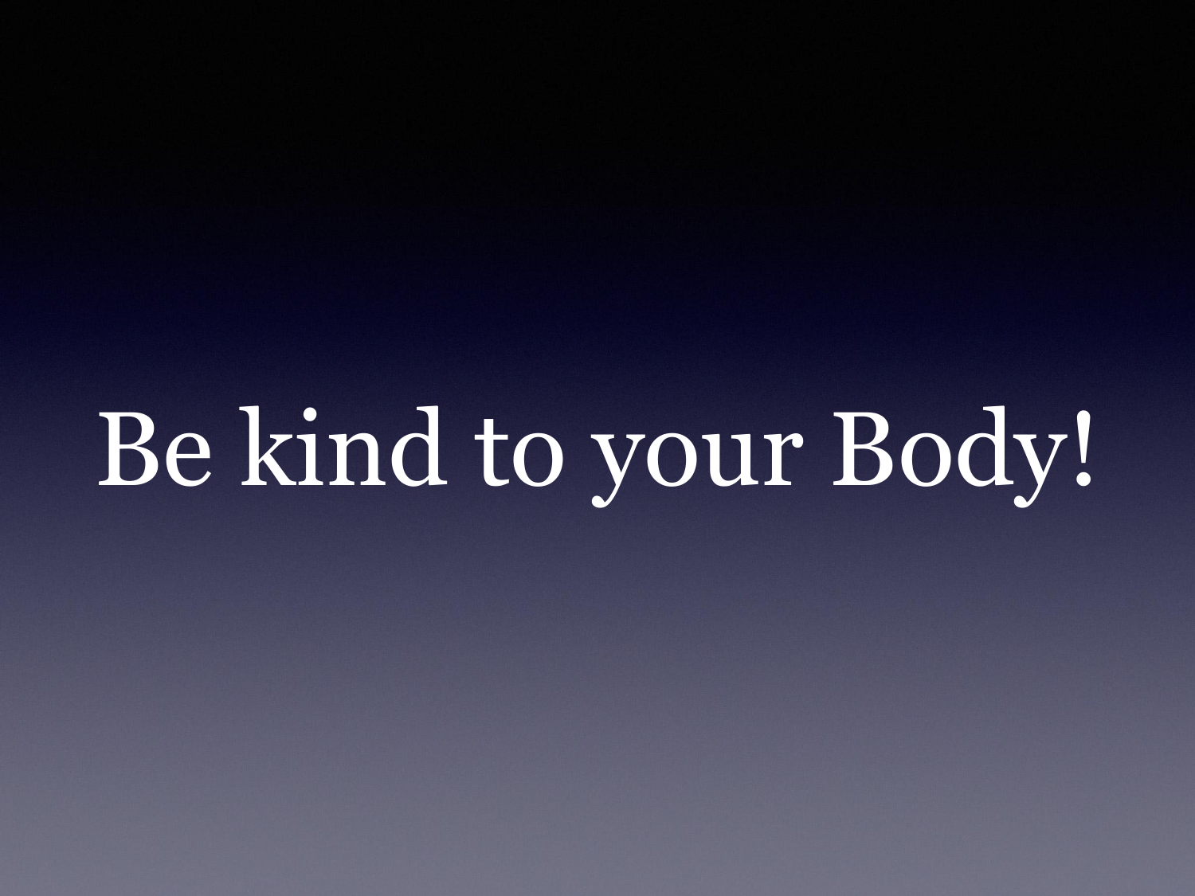# Be kind to your Body!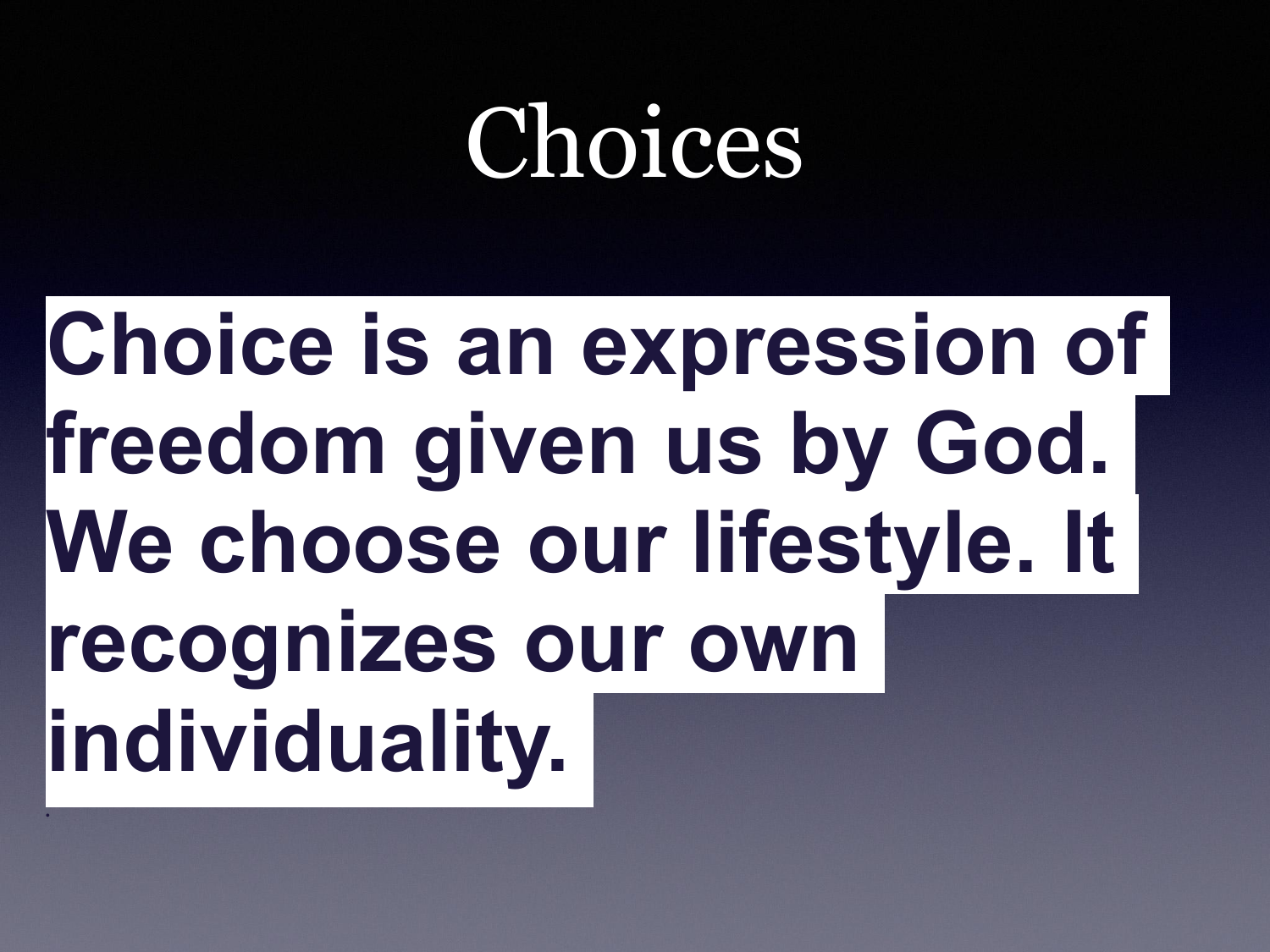# Choices

**Choice is an expression of freedom given us by God. We choose our lifestyle. It recognizes our own individuality.**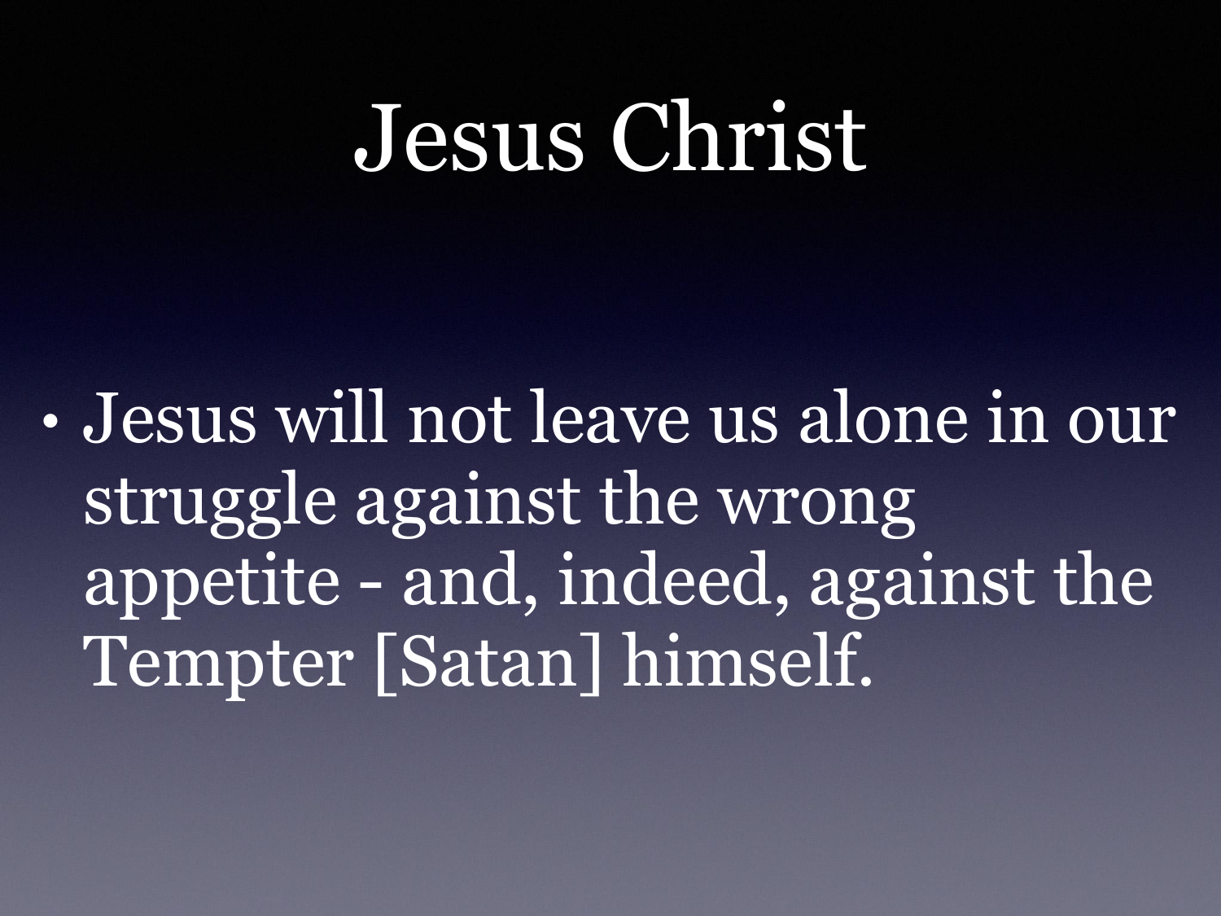# Jesus Christ

- Jesus will not leave us alone in our struggle against the wrong appetite - and, indeed, against the Tempter [Satan] himself.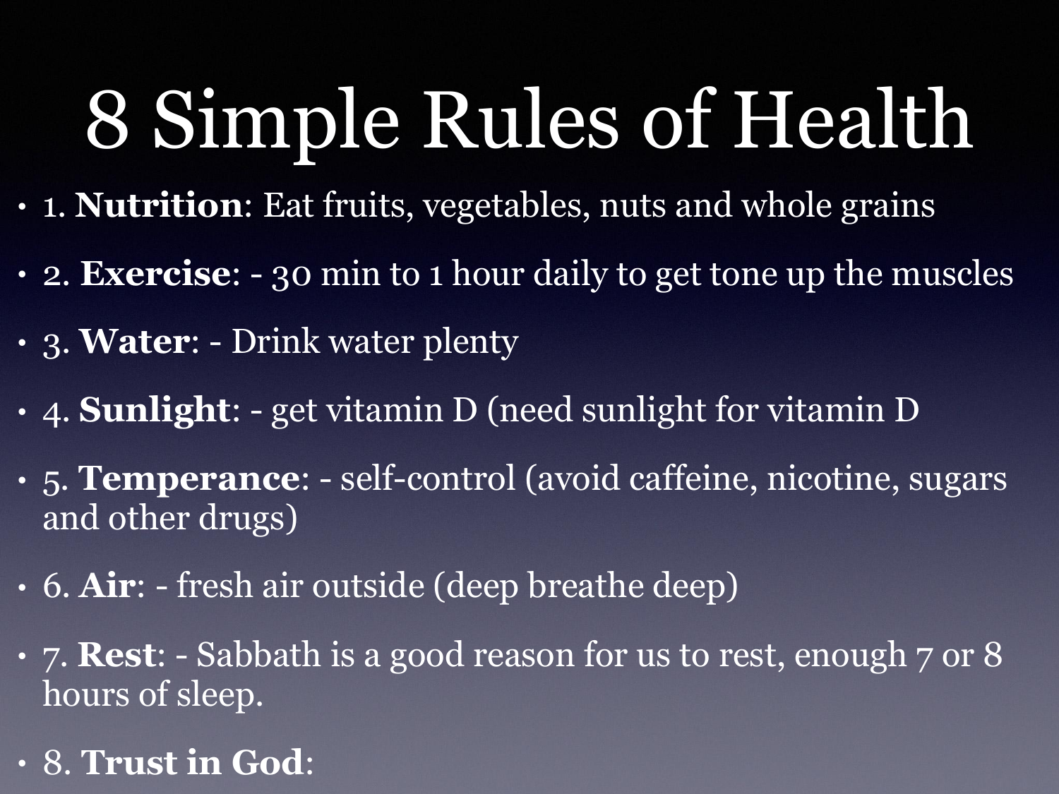# 8 Simple Rules of Health

- 1. **Nutrition**: Eat fruits, vegetables, nuts and whole grains
- 2. **Exercise**: - 30 min to 1 hour daily to get tone up the muscles
- 3. **Water**: - Drink water plenty
- 4. **Sunlight**: - get vitamin D (need sunlight for vitamin D
- 5. **Temperance**: - self-control (avoid caffeine, nicotine, sugars and other drugs)
- 6. **Air**: - fresh air outside (deep breathe deep)
- 7. **Rest**: - Sabbath is a good reason for us to rest, enough 7 or 8 hours of sleep.
- 8. **Trust in God**: